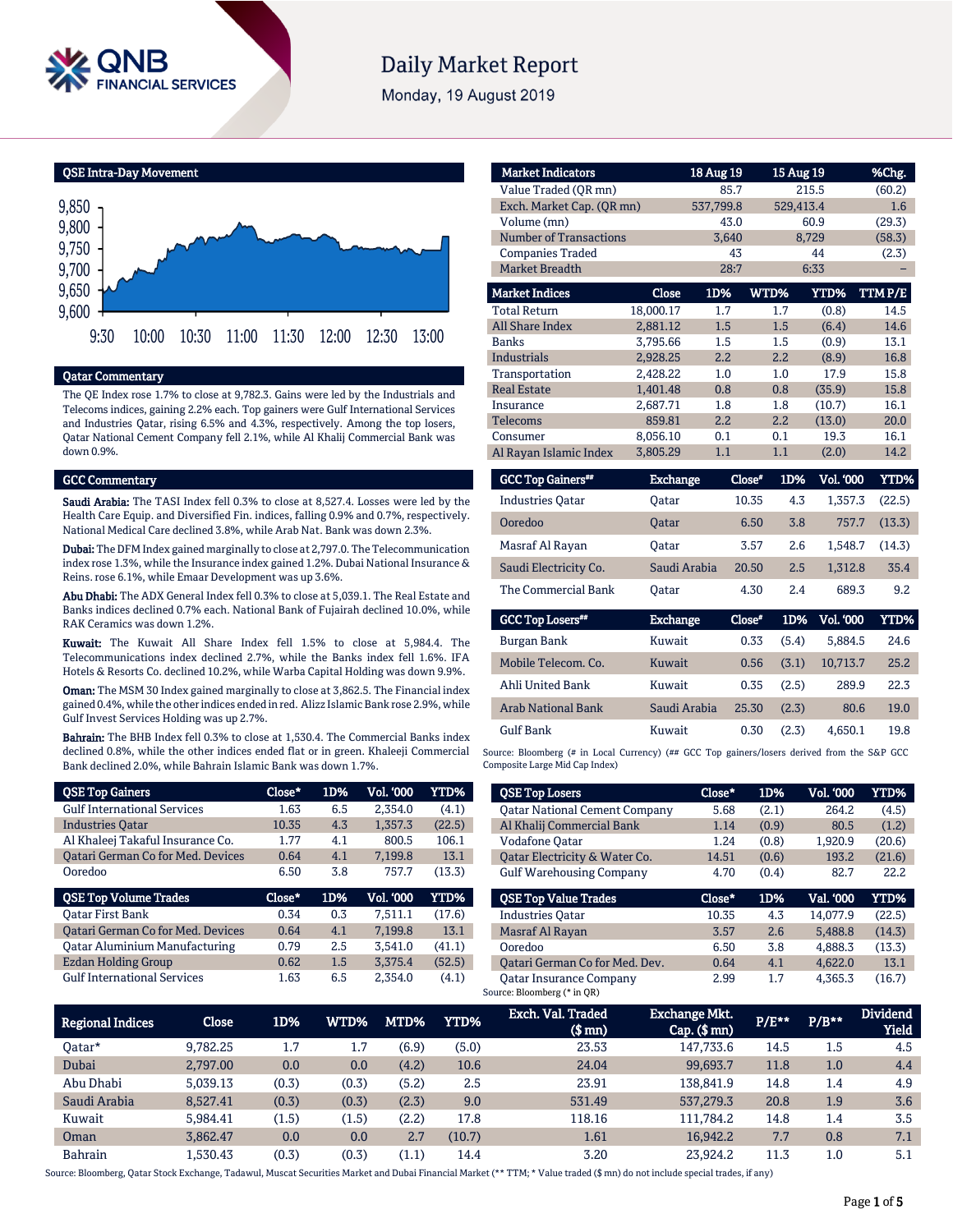# Daily Market Report

Monday, 19 August 2019

## QSE Intra-Day Movement

## Qatar Commentary

The QE Index rose 1.7% to close at 9,782.3. Gains were led by the Industrials and Telecoms indices, gaining 2.2% each. Top gainers were Gulf International Services and Industries Qatar, rising 6.5% and 4.3%, respectively. Among the top losers, Qatar National Cement Company fell 2.1%, while Al Khalij Commercial Bank was down 0.9%.

## GCC Commentary

**Saudi Arabia:** The TASI Index fell 0.3% to close at 8,527.4. Losses were led by the Health Care Equip. and Diversified Fin. indices, falling 0.9% and 0.7%, respectively. National Medical Care declined 3.8%, while Arab Nat. Bank was down 2.3%.

**Dubai:** The DFM Index gained marginally to close at 2,797.0. The Telecommunication index rose 1.3%, while the Insurance index gained 1.2%. Dubai National Insurance & Reins. rose 6.1%, while Emaar Development was up 3.6%.

**Abu Dhabi:** The ADX General Index fell 0.3% to close at 5,039.1. The Real Estate and Banks indices declined 0.7% each. National Bank of Fujairah declined 10.0%, while RAK Ceramics was down 1.2%.

**Kuwait:** The Kuwait All Share Index fell 1.5% to close at 5,984.4. The Telecommunications index declined 2.7%, while the Banks index fell 1.6%. IFA Hotels & Resorts Co. declined 10.2%, while Warba Capital Holding was down 9.9%.

**Oman:** The MSM 30 Index gained marginally to close at 3,862.5. The Financial index gained 0.4%, while the other indices ended in red. Alizz Islamic Bank rose 2.9%, while Gulf Invest Services Holding was up 2.7%.

**Bahrain:** The BHB Index fell 0.3% to close at 1,530.4. The Commercial Banks index declined 0.8%, while the other indices ended flat or in green. Khaleeji Commercial Bank declined 2.0%, while Bahrain Islamic Bank was down 1.7%.

| Market Indicators | 18 Aug 19 | 15 Aug 19 | %Chg. |
|---|---|---|---|
| Value Traded (QR mn) | 85.7 | 215.5 | (60.2) |
| Exch. Market Cap. (QR mn) | 537,799.8 | 529,413.4 | 1.6 |
| Volume (mn) | 43.0 | 60.9 | (29.3) |
| Number of Transactions | 3,640 | 8,729 | (58.3) |
| Companies Traded | 43 | 44 | (2.3) |
| Market Breadth | 28:7 | 6:33 | – |

| Market Indices | Close | 1D% | WTD% | YTD% | TTM P/E |
|---|---|---|---|---|---|
| Total Return | 18,000.17 | 1.7 | 1.7 | (0.8) | 14.5 |
| All Share Index | 2,881.12 | 1.5 | 1.5 | (6.4) | 14.6 |
| Banks | 3,795.66 | 1.5 | 1.5 | (0.9) | 13.1 |
| Industrials | 2,928.25 | 2.2 | 2.2 | (8.9) | 16.8 |
| Transportation | 2,428.22 | 1.0 | 1.0 | 17.9 | 15.8 |
| Real Estate | 1,401.48 | 0.8 | 0.8 | (35.9) | 15.8 |
| Insurance | 2,687.71 | 1.8 | 1.8 | (10.7) | 16.1 |
| Telecoms | 859.81 | 2.2 | 2.2 | (13.0) | 20.0 |
| Consumer | 8,056.10 | 0.1 | 0.1 | 19.3 | 16.1 |
| Al Rayan Islamic Index | 3,805.29 | 1.1 | 1.1 | (2.0) | 14.2 |

| GCC Top Gainers## | Exchange | Close# | 1D% | Vol. '000 | YTD% |
|---|---|---|---|---|---|
| Industries Qatar | Qatar | 10.35 | 4.3 | 1,357.3 | (22.5) |
| Ooredoo | Qatar | 6.50 | 3.8 | 757.7 | (13.3) |
| Masraf Al Rayan | Qatar | 3.57 | 2.6 | 1,548.7 | (14.3) |
| Saudi Electricity Co. | Saudi Arabia | 20.50 | 2.5 | 1,312.8 | 35.4 |
| The Commercial Bank | Qatar | 4.30 | 2.4 | 689.3 | 9.2 |

| GCC Top Losers## | Exchange | Close# | 1D% | Vol. '000 | YTD% |
|---|---|---|---|---|---|
| Burgan Bank | Kuwait | 0.33 | (5.4) | 5,884.5 | 24.6 |
| Mobile Telecom. Co. | Kuwait | 0.56 | (3.1) | 10,713.7 | 25.2 |
| Ahli United Bank | Kuwait | 0.35 | (2.5) | 289.9 | 22.3 |
| Arab National Bank | Saudi Arabia | 25.30 | (2.3) | 80.6 | 19.0 |
| Gulf Bank | Kuwait | 0.30 | (2.3) | 4,650.1 | 19.8 |

Source: Bloomberg (# in Local Currency) (## GCC Top gainers/losers derived from the S&P GCC Composite Large Mid Cap Index)

| QSE Top Gainers | Close* | 1D% | Vol. '000 | YTD% |
|---|---|---|---|---|
| Gulf International Services | 1.63 | 6.5 | 2,354.0 | (4.1) |
| Industries Qatar | 10.35 | 4.3 | 1,357.3 | (22.5) |
| Al Khaleej Takaful Insurance Co. | 1.77 | 4.1 | 800.5 | 106.1 |
| Qatari German Co for Med. Devices | 0.64 | 4.1 | 7,199.8 | 13.1 |
| Ooredoo | 6.50 | 3.8 | 757.7 | (13.3) |

| QSE Top Volume Trades | Close* | 1D% | Vol. '000 | YTD% |
|---|---|---|---|---|
| Qatar First Bank | 0.34 | 0.3 | 7,511.1 | (17.6) |
| Qatari German Co for Med. Devices | 0.64 | 4.1 | 7,199.8 | 13.1 |
| Qatar Aluminium Manufacturing | 0.79 | 2.5 | 3,541.0 | (41.1) |
| Ezdan Holding Group | 0.62 | 1.5 | 3,375.4 | (52.5) |
| Gulf International Services | 1.63 | 6.5 | 2,354.0 | (4.1) |

| QSE Top Losers | Close* | 1D% | Vol. '000 | YTD% |
|---|---|---|---|---|
| Qatar National Cement Company | 5.68 | (2.1) | 264.2 | (4.5) |
| Al Khalij Commercial Bank | 1.14 | (0.9) | 80.5 | (1.2) |
| Vodafone Qatar | 1.24 | (0.8) | 1,920.9 | (20.6) |
| Qatar Electricity & Water Co. | 14.51 | (0.6) | 193.2 | (21.6) |
| Gulf Warehousing Company | 4.70 | (0.4) | 82.7 | 22.2 |

| QSE Top Value Trades | Close* | 1D% | Val. '000 | YTD% |
|---|---|---|---|---|
| Industries Qatar | 10.35 | 4.3 | 14,077.9 | (22.5) |
| Masraf Al Rayan | 3.57 | 2.6 | 5,488.8 | (14.3) |
| Ooredoo | 6.50 | 3.8 | 4,888.3 | (13.3) |
| Qatari German Co for Med. Dev. | 0.64 | 4.1 | 4,622.0 | 13.1 |
| Qatar Insurance Company | 2.99 | 1.7 | 4,365.3 | (16.7) |

Source: Bloomberg (* in QR)

| Regional Indices | Close | 1D% | WTD% | MTD% | YTD% | Exch. Val. Traded ($ mn) | Exchange Mkt. Cap. ($ mn) | P/E** | P/B** | Dividend Yield |
|---|---|---|---|---|---|---|---|---|---|---|
| Qatar* | 9,782.25 | 1.7 | 1.7 | (6.9) | (5.0) | 23.53 | 147,733.6 | 14.5 | 1.5 | 4.5 |
| Dubai | 2,797.00 | 0.0 | 0.0 | (4.2) | 10.6 | 24.04 | 99,693.7 | 11.8 | 1.0 | 4.4 |
| Abu Dhabi | 5,039.13 | (0.3) | (0.3) | (5.2) | 2.5 | 23.91 | 138,841.9 | 14.8 | 1.4 | 4.9 |
| Saudi Arabia | 8,527.41 | (0.3) | (0.3) | (2.3) | 9.0 | 531.49 | 537,279.3 | 20.8 | 1.9 | 3.6 |
| Kuwait | 5,984.41 | (1.5) | (1.5) | (2.2) | 17.8 | 118.16 | 111,784.2 | 14.8 | 1.4 | 3.5 |
| Oman | 3,862.47 | 0.0 | 0.0 | 2.7 | (10.7) | 1.61 | 16,942.2 | 7.7 | 0.8 | 7.1 |
| Bahrain | 1,530.43 | (0.3) | (0.3) | (1.1) | 14.4 | 3.20 | 23,924.2 | 11.3 | 1.0 | 5.1 |

Source: Bloomberg, Qatar Stock Exchange, Tadawul, Muscat Securities Market and Dubai Financial Market (** TTM; * Value traded ($ mn) do not include special trades, if any)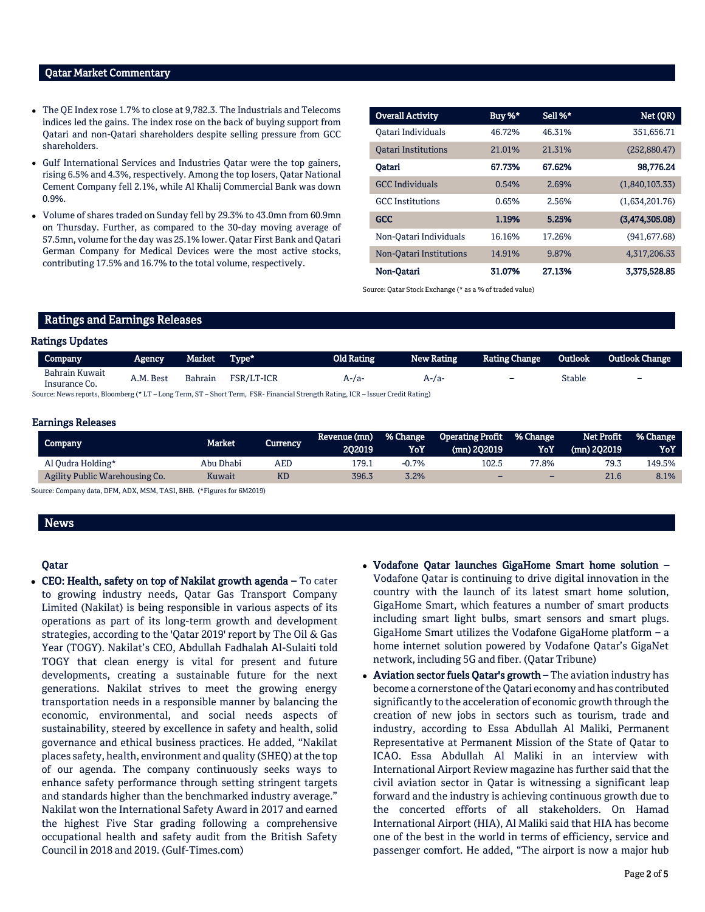## Qatar Market Commentary

- The QE Index rose 1.7% to close at 9,782.3. The Industrials and Telecoms indices led the gains. The index rose on the back of buying support from Qatari and non-Qatari shareholders despite selling pressure from GCC shareholders.
- Gulf International Services and Industries Qatar were the top gainers, rising 6.5% and 4.3%, respectively. Among the top losers, Qatar National Cement Company fell 2.1%, while Al Khalij Commercial Bank was down 0.9%.
- Volume of shares traded on Sunday fell by 29.3% to 43.0mn from 60.9mn on Thursday. Further, as compared to the 30-day moving average of 57.5mn, volume for the day was 25.1% lower. Qatar First Bank and Qatari German Company for Medical Devices were the most active stocks, contributing 17.5% and 16.7% to the total volume, respectively.

| Overall Activity | Buy %* | Sell %* | Net (QR) |
|---|---|---|---|
| Qatari Individuals | 46.72% | 46.31% | 351,656.71 |
| Qatari Institutions | 21.01% | 21.31% | (252,880.47) |
| **Qatari** | **67.73%** | **67.62%** | **98,776.24** |
| GCC Individuals | 0.54% | 2.69% | (1,840,103.33) |
| GCC Institutions | 0.65% | 2.56% | (1,634,201.76) |
| **GCC** | **1.19%** | **5.25%** | **(3,474,305.08)** |
| Non-Qatari Individuals | 16.16% | 17.26% | (941,677.68) |
| Non-Qatari Institutions | 14.91% | 9.87% | 4,317,206.53 |
| **Non-Qatari** | **31.07%** | **27.13%** | **3,375,528.85** |

Source: Qatar Stock Exchange (* as a % of traded value)

## Ratings and Earnings Releases

### Ratings Updates

| Company | Agency | Market | Type* | Old Rating | New Rating | Rating Change | Outlook | Outlook Change |
|---|---|---|---|---|---|---|---|---|
| Bahrain Kuwait Insurance Co. | A.M. Best | Bahrain | FSR/LT-ICR | A-/a- | A-/a- | – | Stable | – |

Source: News reports, Bloomberg (* LT – Long Term, ST – Short Term, FSR- Financial Strength Rating, ICR – Issuer Credit Rating)

### Earnings Releases

| Company | Market | Currency | Revenue (mn) 2Q2019 | % Change YoY | Operating Profit (mn) 2Q2019 | % Change YoY | Net Profit (mn) 2Q2019 | % Change YoY |
|---|---|---|---|---|---|---|---|---|
| Al Qudra Holding* | Abu Dhabi | AED | 179.1 | -0.7% | 102.5 | 77.8% | 79.3 | 149.5% |
| Agility Public Warehousing Co. | Kuwait | KD | 396.3 | 3.2% | – | – | 21.6 | 8.1% |

Source: Company data, DFM, ADX, MSM, TASI, BHB. (*Figures for 6M2019)

## News

### Qatar

- **CEO: Health, safety on top of Nakilat growth agenda –** To cater to growing industry needs, Qatar Gas Transport Company Limited (Nakilat) is being responsible in various aspects of its operations as part of its long-term growth and development strategies, according to the 'Qatar 2019' report by The Oil & Gas Year (TOGY). Nakilat's CEO, Abdullah Fadhalah Al-Sulaiti told TOGY that clean energy is vital for present and future developments, creating a sustainable future for the next generations. Nakilat strives to meet the growing energy transportation needs in a responsible manner by balancing the economic, environmental, and social needs aspects of sustainability, steered by excellence in safety and health, solid governance and ethical business practices. He added, "Nakilat places safety, health, environment and quality (SHEQ) at the top of our agenda. The company continuously seeks ways to enhance safety performance through setting stringent targets and standards higher than the benchmarked industry average." Nakilat won the International Safety Award in 2017 and earned the highest Five Star grading following a comprehensive occupational health and safety audit from the British Safety Council in 2018 and 2019. (Gulf-Times.com)
- **Vodafone Qatar launches GigaHome Smart home solution –** Vodafone Qatar is continuing to drive digital innovation in the country with the launch of its latest smart home solution, GigaHome Smart, which features a number of smart products including smart light bulbs, smart sensors and smart plugs. GigaHome Smart utilizes the Vodafone GigaHome platform – a home internet solution powered by Vodafone Qatar's GigaNet network, including 5G and fiber. (Qatar Tribune)
- **Aviation sector fuels Qatar's growth –** The aviation industry has become a cornerstone of the Qatari economy and has contributed significantly to the acceleration of economic growth through the creation of new jobs in sectors such as tourism, trade and industry, according to Essa Abdullah Al Maliki, Permanent Representative at Permanent Mission of the State of Qatar to ICAO. Essa Abdullah Al Maliki in an interview with International Airport Review magazine has further said that the civil aviation sector in Qatar is witnessing a significant leap forward and the industry is achieving continuous growth due to the concerted efforts of all stakeholders. On Hamad International Airport (HIA), Al Maliki said that HIA has become one of the best in the world in terms of efficiency, service and passenger comfort. He added, "The airport is now a major hub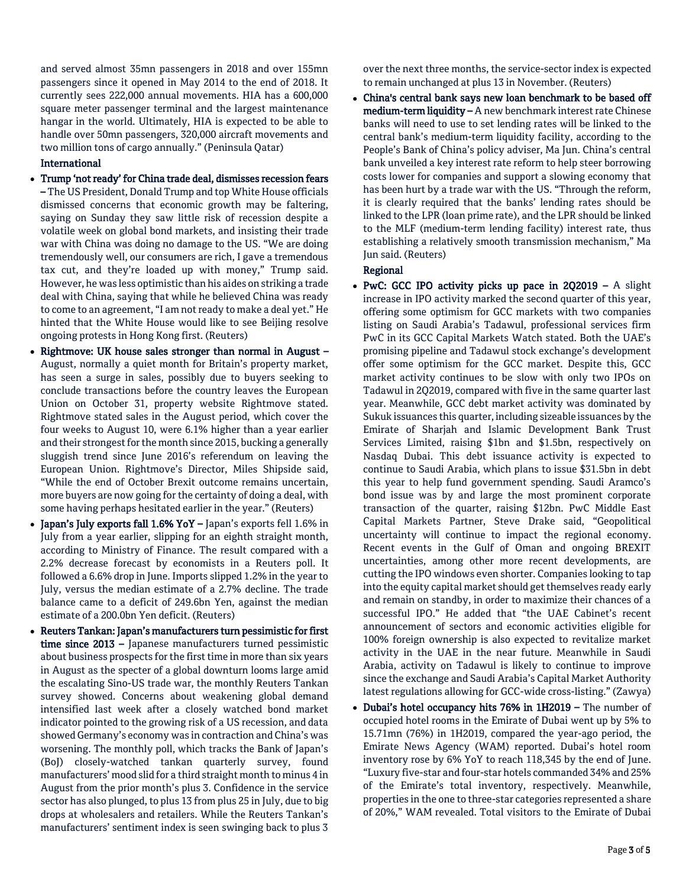and served almost 35mn passengers in 2018 and over 155mn passengers since it opened in May 2014 to the end of 2018. It currently sees 222,000 annual movements. HIA has a 600,000 square meter passenger terminal and the largest maintenance hangar in the world. Ultimately, HIA is expected to be able to handle over 50mn passengers, 320,000 aircraft movements and two million tons of cargo annually." (Peninsula Qatar)

### International

- **Trump 'not ready' for China trade deal, dismisses recession fears –** The US President, Donald Trump and top White House officials dismissed concerns that economic growth may be faltering, saying on Sunday they saw little risk of recession despite a volatile week on global bond markets, and insisting their trade war with China was doing no damage to the US. "We are doing tremendously well, our consumers are rich, I gave a tremendous tax cut, and they're loaded up with money," Trump said. However, he was less optimistic than his aides on striking a trade deal with China, saying that while he believed China was ready to come to an agreement, "I am not ready to make a deal yet." He hinted that the White House would like to see Beijing resolve ongoing protests in Hong Kong first. (Reuters)
- **Rightmove: UK house sales stronger than normal in August –** August, normally a quiet month for Britain's property market, has seen a surge in sales, possibly due to buyers seeking to conclude transactions before the country leaves the European Union on October 31, property website Rightmove stated. Rightmove stated sales in the August period, which cover the four weeks to August 10, were 6.1% higher than a year earlier and their strongest for the month since 2015, bucking a generally sluggish trend since June 2016's referendum on leaving the European Union. Rightmove's Director, Miles Shipside said, "While the end of October Brexit outcome remains uncertain, more buyers are now going for the certainty of doing a deal, with some having perhaps hesitated earlier in the year." (Reuters)
- **Japan's July exports fall 1.6% YoY –** Japan's exports fell 1.6% in July from a year earlier, slipping for an eighth straight month, according to Ministry of Finance. The result compared with a 2.2% decrease forecast by economists in a Reuters poll. It followed a 6.6% drop in June. Imports slipped 1.2% in the year to July, versus the median estimate of a 2.7% decline. The trade balance came to a deficit of 249.6bn Yen, against the median estimate of a 200.0bn Yen deficit. (Reuters)
- **Reuters Tankan: Japan's manufacturers turn pessimistic for first time since 2013 –** Japanese manufacturers turned pessimistic about business prospects for the first time in more than six years in August as the specter of a global downturn looms large amid the escalating Sino-US trade war, the monthly Reuters Tankan survey showed. Concerns about weakening global demand intensified last week after a closely watched bond market indicator pointed to the growing risk of a US recession, and data showed Germany's economy was in contraction and China's was worsening. The monthly poll, which tracks the Bank of Japan's (BoJ) closely-watched tankan quarterly survey, found manufacturers' mood slid for a third straight month to minus 4 in August from the prior month's plus 3. Confidence in the service sector has also plunged, to plus 13 from plus 25 in July, due to big drops at wholesalers and retailers. While the Reuters Tankan's manufacturers' sentiment index is seen swinging back to plus 3 over the next three months, the service-sector index is expected to remain unchanged at plus 13 in November. (Reuters)
- **China's central bank says new loan benchmark to be based off medium-term liquidity –** A new benchmark interest rate Chinese banks will need to use to set lending rates will be linked to the central bank's medium-term liquidity facility, according to the People's Bank of China's policy adviser, Ma Jun. China's central bank unveiled a key interest rate reform to help steer borrowing costs lower for companies and support a slowing economy that has been hurt by a trade war with the US. "Through the reform, it is clearly required that the banks' lending rates should be linked to the LPR (loan prime rate), and the LPR should be linked to the MLF (medium-term lending facility) interest rate, thus establishing a relatively smooth transmission mechanism," Ma Jun said. (Reuters)

### Regional

- **PwC: GCC IPO activity picks up pace in 2Q2019 –** A slight increase in IPO activity marked the second quarter of this year, offering some optimism for GCC markets with two companies listing on Saudi Arabia's Tadawul, professional services firm PwC in its GCC Capital Markets Watch stated. Both the UAE's promising pipeline and Tadawul stock exchange's development offer some optimism for the GCC market. Despite this, GCC market activity continues to be slow with only two IPOs on Tadawul in 2Q2019, compared with five in the same quarter last year. Meanwhile, GCC debt market activity was dominated by Sukuk issuances this quarter, including sizeable issuances by the Emirate of Sharjah and Islamic Development Bank Trust Services Limited, raising $1bn and $1.5bn, respectively on Nasdaq Dubai. This debt issuance activity is expected to continue to Saudi Arabia, which plans to issue $31.5bn in debt this year to help fund government spending. Saudi Aramco's bond issue was by and large the most prominent corporate transaction of the quarter, raising $12bn. PwC Middle East Capital Markets Partner, Steve Drake said, "Geopolitical uncertainty will continue to impact the regional economy. Recent events in the Gulf of Oman and ongoing BREXIT uncertainties, among other more recent developments, are cutting the IPO windows even shorter. Companies looking to tap into the equity capital market should get themselves ready early and remain on standby, in order to maximize their chances of a successful IPO." He added that "the UAE Cabinet's recent announcement of sectors and economic activities eligible for 100% foreign ownership is also expected to revitalize market activity in the UAE in the near future. Meanwhile in Saudi Arabia, activity on Tadawul is likely to continue to improve since the exchange and Saudi Arabia's Capital Market Authority latest regulations allowing for GCC-wide cross-listing." (Zawya)
- **Dubai's hotel occupancy hits 76% in 1H2019 –** The number of occupied hotel rooms in the Emirate of Dubai went up by 5% to 15.71mn (76%) in 1H2019, compared the year-ago period, the Emirate News Agency (WAM) reported. Dubai's hotel room inventory rose by 6% YoY to reach 118,345 by the end of June. "Luxury five-star and four-star hotels commanded 34% and 25% of the Emirate's total inventory, respectively. Meanwhile, properties in the one to three-star categories represented a share of 20%," WAM revealed. Total visitors to the Emirate of Dubai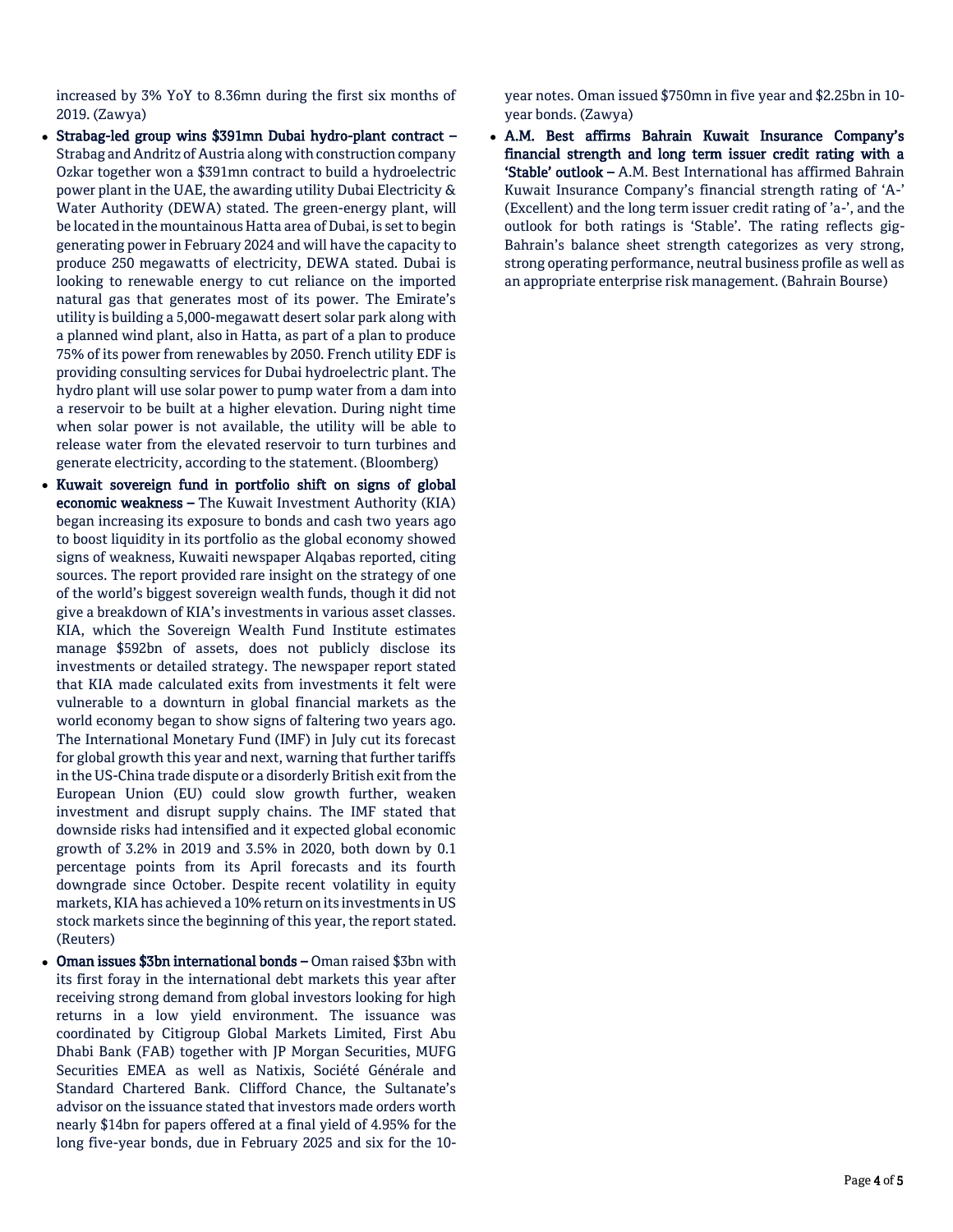increased by 3% YoY to 8.36mn during the first six months of 2019. (Zawya)

- **Strabag-led group wins $391mn Dubai hydro-plant contract –** Strabag and Andritz of Austria along with construction company Ozkar together won a $391mn contract to build a hydroelectric power plant in the UAE, the awarding utility Dubai Electricity & Water Authority (DEWA) stated. The green-energy plant, will be located in the mountainous Hatta area of Dubai, is set to begin generating power in February 2024 and will have the capacity to produce 250 megawatts of electricity, DEWA stated. Dubai is looking to renewable energy to cut reliance on the imported natural gas that generates most of its power. The Emirate's utility is building a 5,000-megawatt desert solar park along with a planned wind plant, also in Hatta, as part of a plan to produce 75% of its power from renewables by 2050. French utility EDF is providing consulting services for Dubai hydroelectric plant. The hydro plant will use solar power to pump water from a dam into a reservoir to be built at a higher elevation. During night time when solar power is not available, the utility will be able to release water from the elevated reservoir to turn turbines and generate electricity, according to the statement. (Bloomberg)
- **Kuwait sovereign fund in portfolio shift on signs of global economic weakness –** The Kuwait Investment Authority (KIA) began increasing its exposure to bonds and cash two years ago to boost liquidity in its portfolio as the global economy showed signs of weakness, Kuwaiti newspaper Alqabas reported, citing sources. The report provided rare insight on the strategy of one of the world's biggest sovereign wealth funds, though it did not give a breakdown of KIA's investments in various asset classes. KIA, which the Sovereign Wealth Fund Institute estimates manage $592bn of assets, does not publicly disclose its investments or detailed strategy. The newspaper report stated that KIA made calculated exits from investments it felt were vulnerable to a downturn in global financial markets as the world economy began to show signs of faltering two years ago. The International Monetary Fund (IMF) in July cut its forecast for global growth this year and next, warning that further tariffs in the US-China trade dispute or a disorderly British exit from the European Union (EU) could slow growth further, weaken investment and disrupt supply chains. The IMF stated that downside risks had intensified and it expected global economic growth of 3.2% in 2019 and 3.5% in 2020, both down by 0.1 percentage points from its April forecasts and its fourth downgrade since October. Despite recent volatility in equity markets, KIA has achieved a 10% return on its investments in US stock markets since the beginning of this year, the report stated. (Reuters)
- **Oman issues $3bn international bonds –** Oman raised $3bn with its first foray in the international debt markets this year after receiving strong demand from global investors looking for high returns in a low yield environment. The issuance was coordinated by Citigroup Global Markets Limited, First Abu Dhabi Bank (FAB) together with JP Morgan Securities, MUFG Securities EMEA as well as Natixis, Société Générale and Standard Chartered Bank. Clifford Chance, the Sultanate's advisor on the issuance stated that investors made orders worth nearly $14bn for papers offered at a final yield of 4.95% for the long five-year bonds, due in February 2025 and six for the 10-year notes. Oman issued $750mn in five year and $2.25bn in 10-year bonds. (Zawya)
- **A.M. Best affirms Bahrain Kuwait Insurance Company's financial strength and long term issuer credit rating with a 'Stable' outlook –** A.M. Best International has affirmed Bahrain Kuwait Insurance Company's financial strength rating of 'A-' (Excellent) and the long term issuer credit rating of 'a-', and the outlook for both ratings is 'Stable'. The rating reflects gig-Bahrain's balance sheet strength categorizes as very strong, strong operating performance, neutral business profile as well as an appropriate enterprise risk management. (Bahrain Bourse)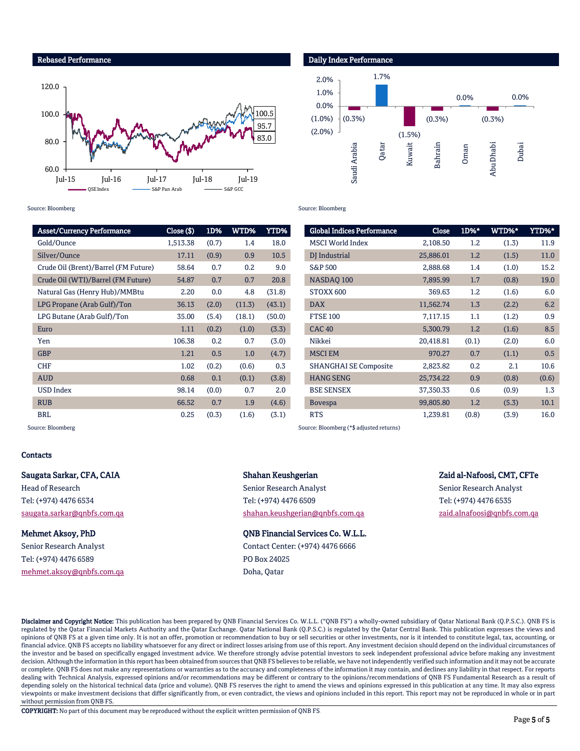### Rebased Performance

120.0
100.0
80.0
60.0
Jul-15
Jul-16
Jul-17
Jul-18
Jul-19
100.5
95.7
83.0
QSE Index
S&P Pan Arab
S&P GCC

Source: Bloomberg

### Daily Index Performance

2.0%
1.0%
0.0%
(1.0%)
(2.0%)
(0.3%)
1.7%
(1.5%)
(0.3%)
0.0%
(0.3%)
0.0%
Saudi Arabia
Qatar
Kuwait
Bahrain
Oman
Abu Dhabi
Dubai

Source: Bloomberg

| Asset/Currency Performance | Close ($) | 1D% | WTD% | YTD% |
|---|---|---|---|---|
| Gold/Ounce | 1,513.38 | (0.7) | 1.4 | 18.0 |
| Silver/Ounce | 17.11 | (0.9) | 0.9 | 10.5 |
| Crude Oil (Brent)/Barrel (FM Future) | 58.64 | 0.7 | 0.2 | 9.0 |
| Crude Oil (WTI)/Barrel (FM Future) | 54.87 | 0.7 | 0.7 | 20.8 |
| Natural Gas (Henry Hub)/MMBtu | 2.20 | 0.0 | 4.8 | (31.8) |
| LPG Propane (Arab Gulf)/Ton | 36.13 | (2.0) | (11.3) | (43.1) |
| LPG Butane (Arab Gulf)/Ton | 35.00 | (5.4) | (18.1) | (50.0) |
| Euro | 1.11 | (0.2) | (1.0) | (3.3) |
| Yen | 106.38 | 0.2 | 0.7 | (3.0) |
| GBP | 1.21 | 0.5 | 1.0 | (4.7) |
| CHF | 1.02 | (0.2) | (0.6) | 0.3 |
| AUD | 0.68 | 0.1 | (0.1) | (3.8) |
| USD Index | 98.14 | (0.0) | 0.7 | 2.0 |
| RUB | 66.52 | 0.7 | 1.9 | (4.6) |
| BRL | 0.25 | (0.3) | (1.6) | (3.1) |

Source: Bloomberg

| Global Indices Performance | Close | 1D%* | WTD%* | YTD%* |
|---|---|---|---|---|
| MSCI World Index | 2,108.50 | 1.2 | (1.3) | 11.9 |
| DJ Industrial | 25,886.01 | 1.2 | (1.5) | 11.0 |
| S&P 500 | 2,888.68 | 1.4 | (1.0) | 15.2 |
| NASDAQ 100 | 7,895.99 | 1.7 | (0.8) | 19.0 |
| STOXX 600 | 369.63 | 1.2 | (1.6) | 6.0 |
| DAX | 11,562.74 | 1.3 | (2.2) | 6.2 |
| FTSE 100 | 7,117.15 | 1.1 | (1.2) | 0.9 |
| CAC 40 | 5,300.79 | 1.2 | (1.6) | 8.5 |
| Nikkei | 20,418.81 | (0.1) | (2.0) | 6.0 |
| MSCI EM | 970.27 | 0.7 | (1.1) | 0.5 |
| SHANGHAI SE Composite | 2,823.82 | 0.2 | 2.1 | 10.6 |
| HANG SENG | 25,734.22 | 0.9 | (0.8) | (0.6) |
| BSE SENSEX | 37,350.33 | 0.6 | (0.9) | 1.3 |
| Bovespa | 99,805.80 | 1.2 | (5.3) | 10.1 |
| RTS | 1,239.81 | (0.8) | (3.9) | 16.0 |

Source: Bloomberg (*$ adjusted returns)

## Contacts

**Saugata Sarkar, CFA, CAIA**
Head of Research
Tel: (+974) 4476 6534
saugata.sarkar@qnbfs.com.qa

**Shahan Keushgerian**
Senior Research Analyst
Tel: (+974) 4476 6509
shahan.keushgerian@qnbfs.com.qa

**Zaid al-Nafoosi, CMT, CFTe**
Senior Research Analyst
Tel: (+974) 4476 6535
zaid.alnafoosi@qnbfs.com.qa

**Mehmet Aksoy, PhD**
Senior Research Analyst
Tel: (+974) 4476 6589
mehmet.aksoy@qnbfs.com.qa

**QNB Financial Services Co. W.L.L.**
Contact Center: (+974) 4476 6666
PO Box 24025
Doha, Qatar

**Disclaimer and Copyright Notice:** This publication has been prepared by QNB Financial Services Co. W.L.L. ("QNB FS") a wholly-owned subsidiary of Qatar National Bank (Q.P.S.C.). QNB FS is regulated by the Qatar Financial Markets Authority and the Qatar Exchange. Qatar National Bank (Q.P.S.C.) is regulated by the Qatar Central Bank. This publication expresses the views and opinions of QNB FS at a given time only. It is not an offer, promotion or recommendation to buy or sell securities or other investments, nor is it intended to constitute legal, tax, accounting, or financial advice. QNB FS accepts no liability whatsoever for any direct or indirect losses arising from use of this report. Any investment decision should depend on the individual circumstances of the investor and be based on specifically engaged investment advice. We therefore strongly advise potential investors to seek independent professional advice before making any investment decision. Although the information in this report has been obtained from sources that QNB FS believes to be reliable, we have not independently verified such information and it may not be accurate or complete. QNB FS does not make any representations or warranties as to the accuracy and completeness of the information it may contain, and declines any liability in that respect. For reports dealing with Technical Analysis, expressed opinions and/or recommendations may be different or contrary to the opinions/recommendations of QNB FS Fundamental Research as a result of depending solely on the historical technical data (price and volume). QNB FS reserves the right to amend the views and opinions expressed in this publication at any time. It may also express viewpoints or make investment decisions that differ significantly from, or even contradict, the views and opinions included in this report. This report may not be reproduced in whole or in part without permission from QNB FS.

**COPYRIGHT:** No part of this document may be reproduced without the explicit written permission of QNB FS